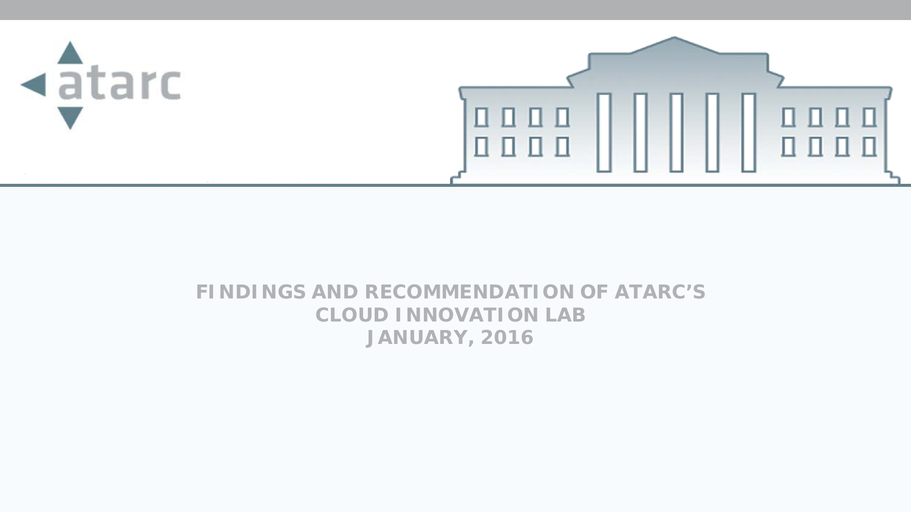atarc

# FINDINGS AND RECOMMENDATION OF ATARC'S CLOUD INNOVATION LAB

JANUARY, 2016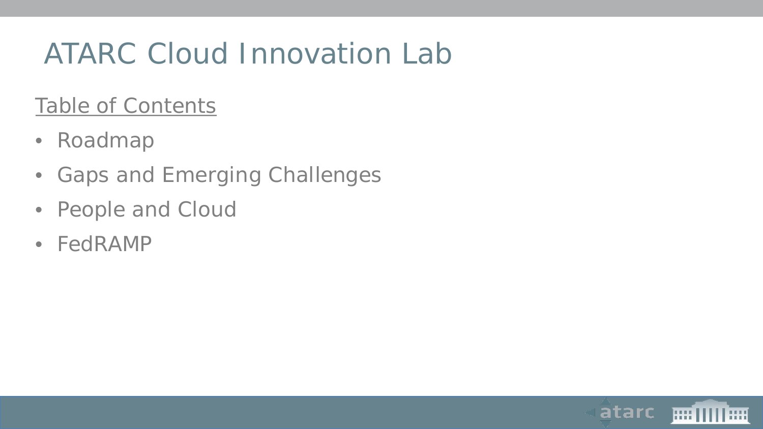# ATARC Cloud Innovation Lab

<u>Table of Contents</u>

- Roadmap
- Gaps and Emerging Challenges
- People and Cloud
- FedRAMP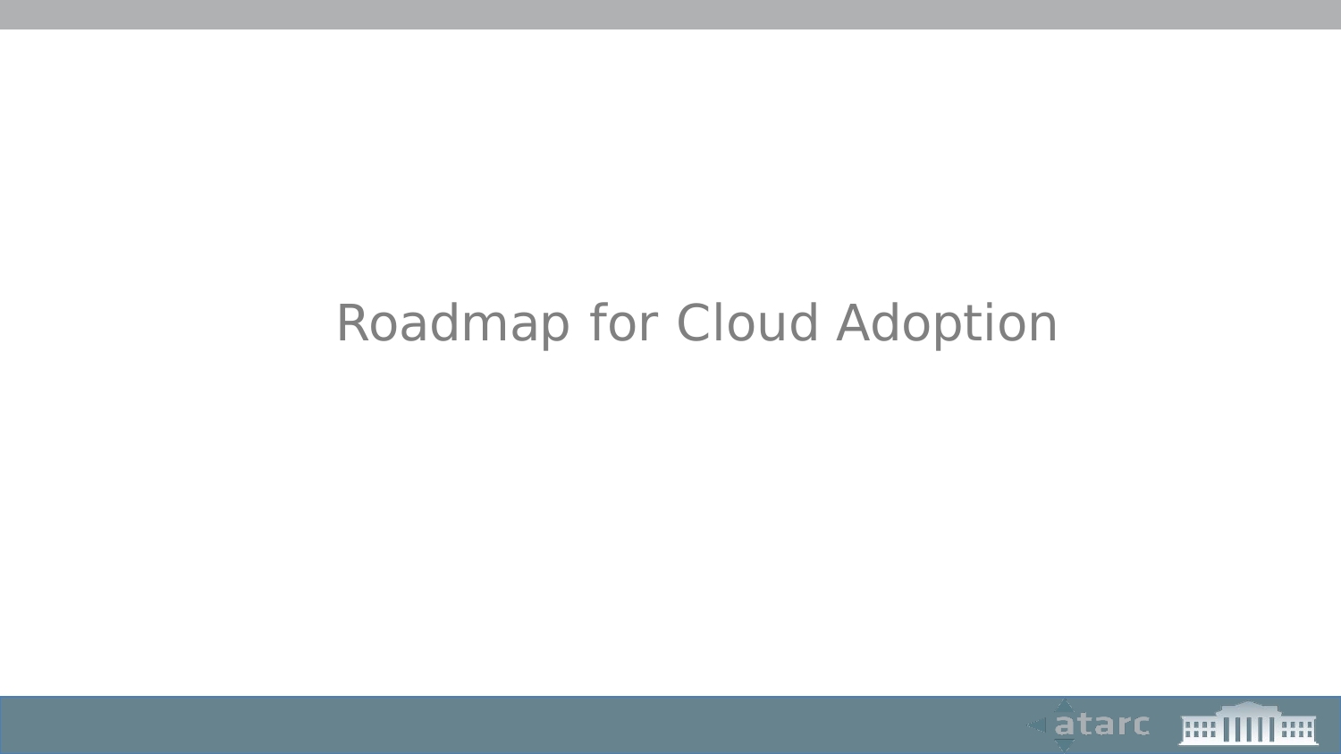# Roadmap for Cloud Adoption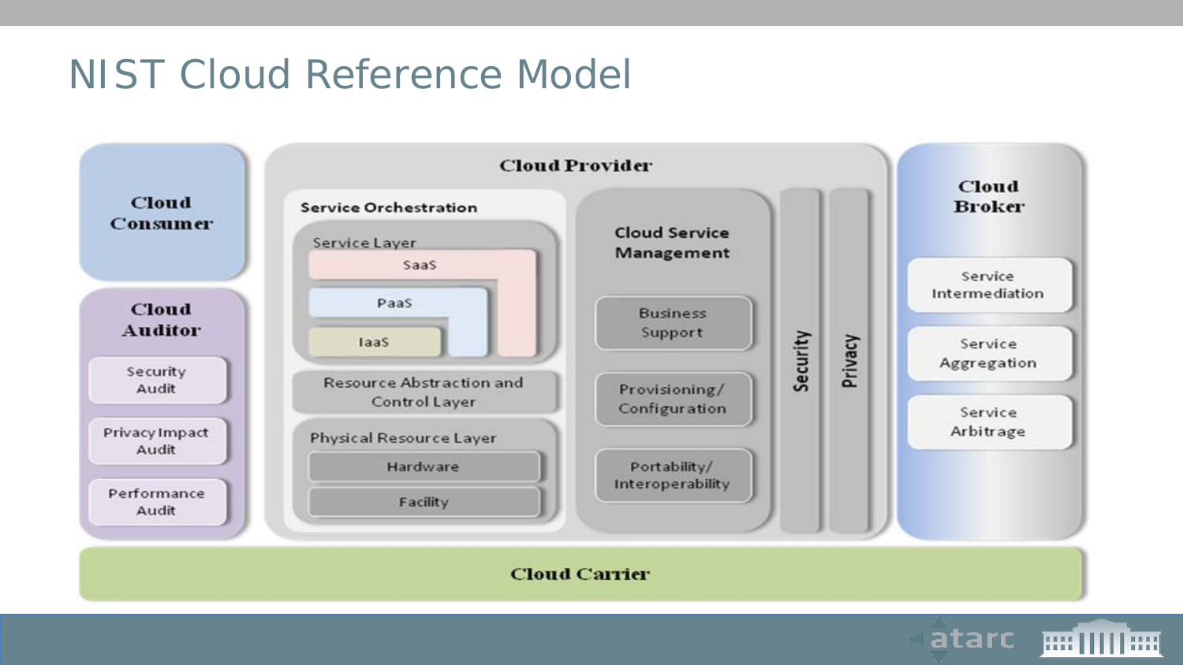# NIST Cloud Reference Model

**Cloud Consumer**

**Cloud Auditor**
- Security Audit
- Privacy Impact Audit
- Performance Audit

**Cloud Provider**

- **Service Orchestration**
  - Service Layer
    - SaaS
    - PaaS
    - IaaS
  - Resource Abstraction and Control Layer
  - Physical Resource Layer
    - Hardware
    - Facility
- **Cloud Service Management**
  - Business Support
  - Provisioning/ Configuration
  - Portability/ Interoperability
- **Security**
- **Privacy**

**Cloud Broker**
- Service Intermediation
- Service Aggregation
- Service Arbitrage

**Cloud Carrier**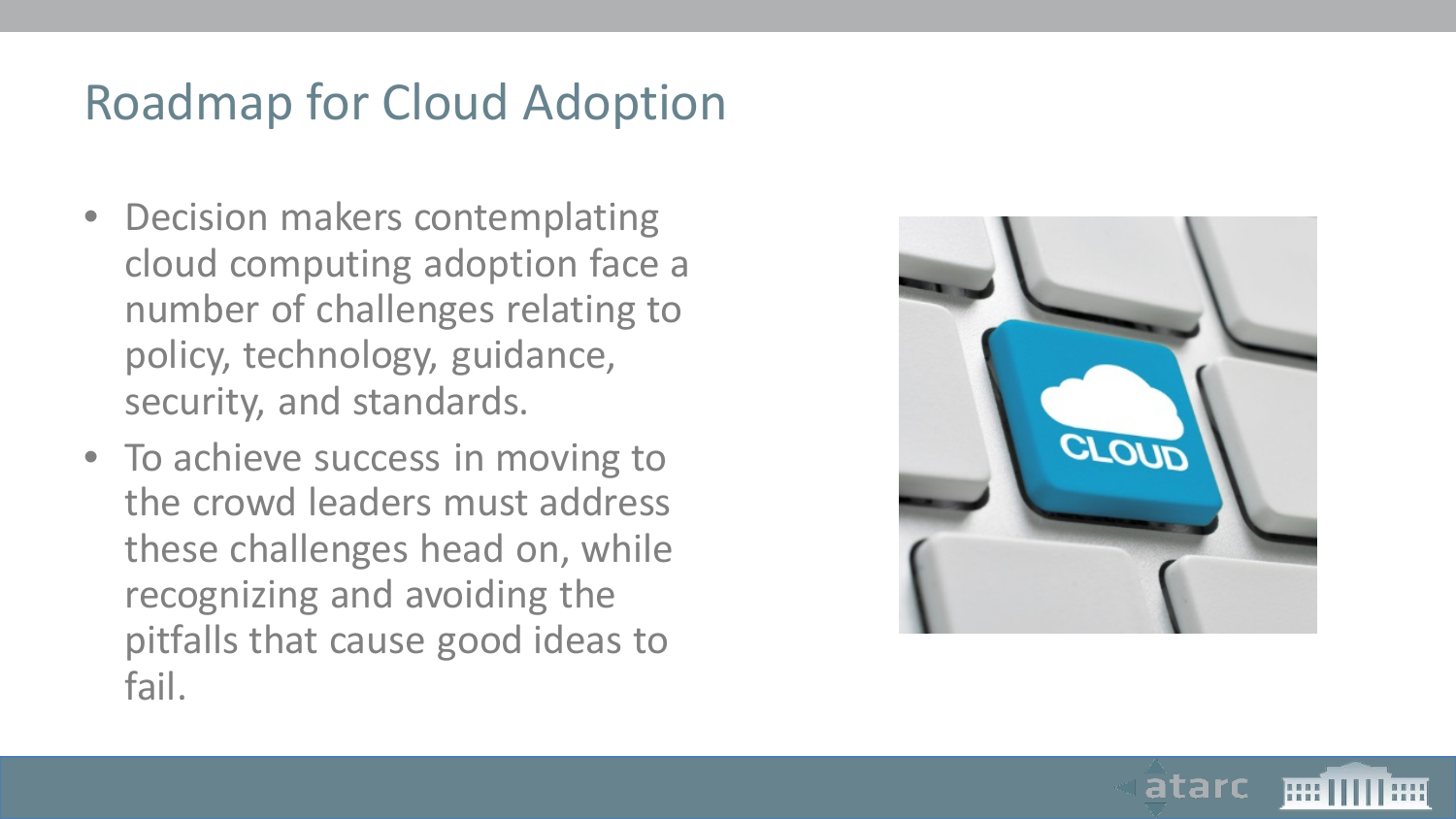# Roadmap for Cloud Adoption

- Decision makers contemplating cloud computing adoption face a number of challenges relating to policy, technology, guidance, security, and standards.
- To achieve success in moving to the crowd leaders must address these challenges head on, while recognizing and avoiding the pitfalls that cause good ideas to fail.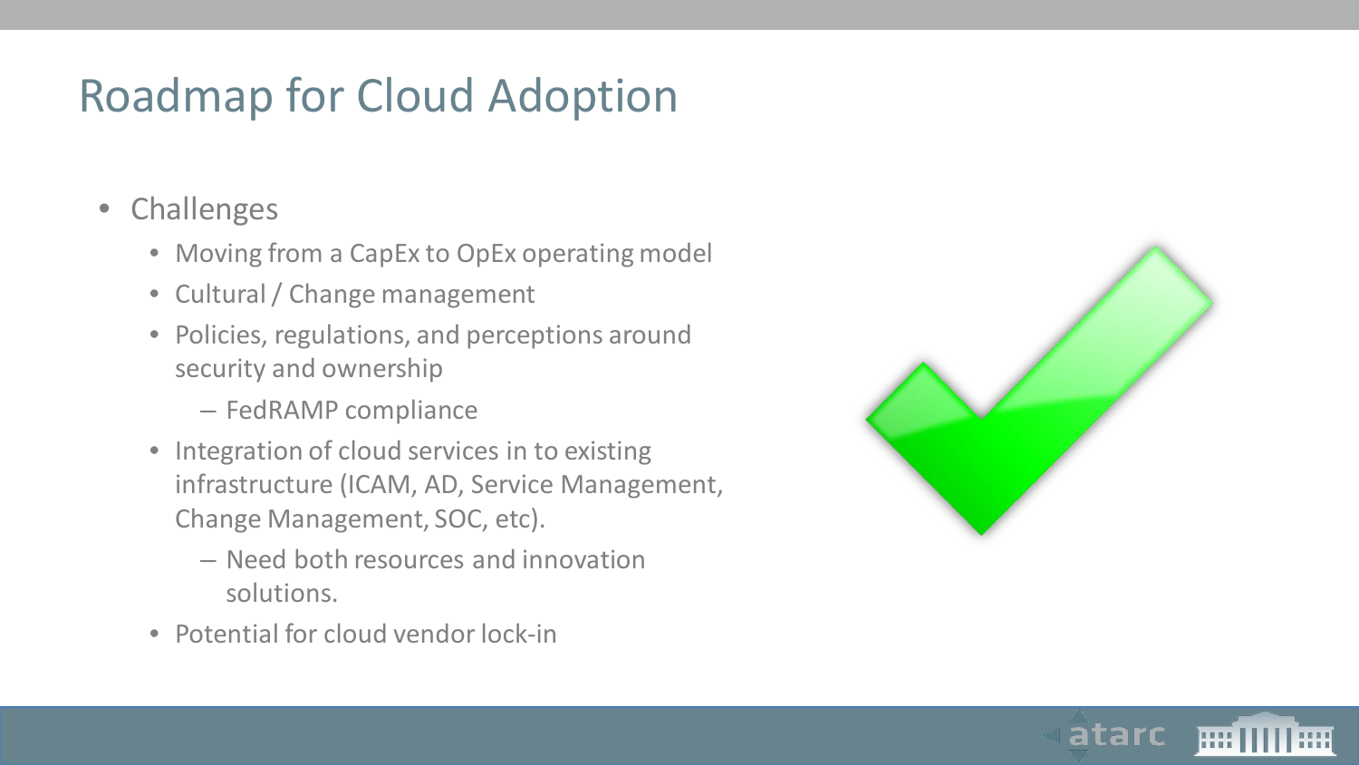# Roadmap for Cloud Adoption

- Challenges
  - Moving from a CapEx to OpEx operating model
  - Cultural / Change management
  - Policies, regulations, and perceptions around security and ownership
    - FedRAMP compliance
  - Integration of cloud services in to existing infrastructure (ICAM, AD, Service Management, Change Management, SOC, etc).
    - Need both resources and innovation solutions.
  - Potential for cloud vendor lock-in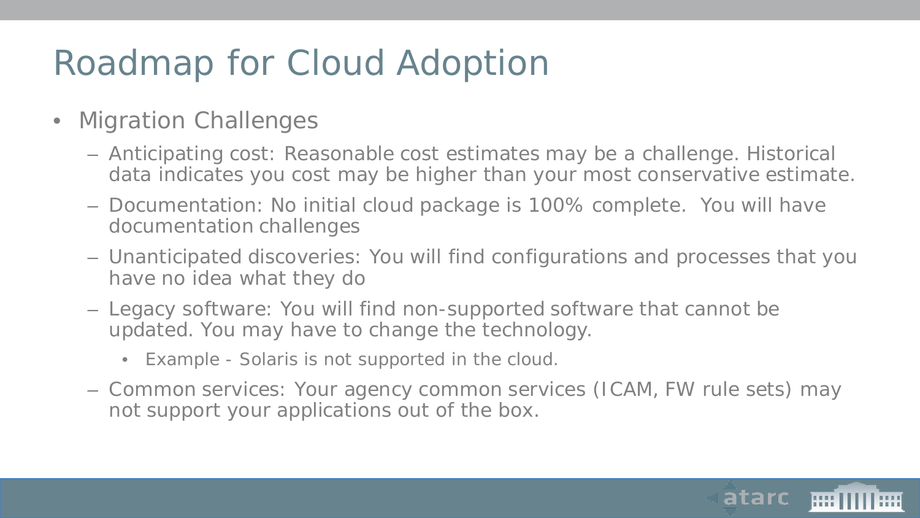# Roadmap for Cloud Adoption

- Migration Challenges
  - Anticipating cost: Reasonable cost estimates may be a challenge. Historical data indicates you cost may be higher than your most conservative estimate.
  - Documentation: No initial cloud package is 100% complete.  You will have documentation challenges
  - Unanticipated discoveries: You will find configurations and processes that you have no idea what they do
  - Legacy software: You will find non-supported software that cannot be updated. You may have to change the technology.
    - Example - Solaris is not supported in the cloud.
  - Common services: Your agency common services (ICAM, FW rule sets) may not support your applications out of the box.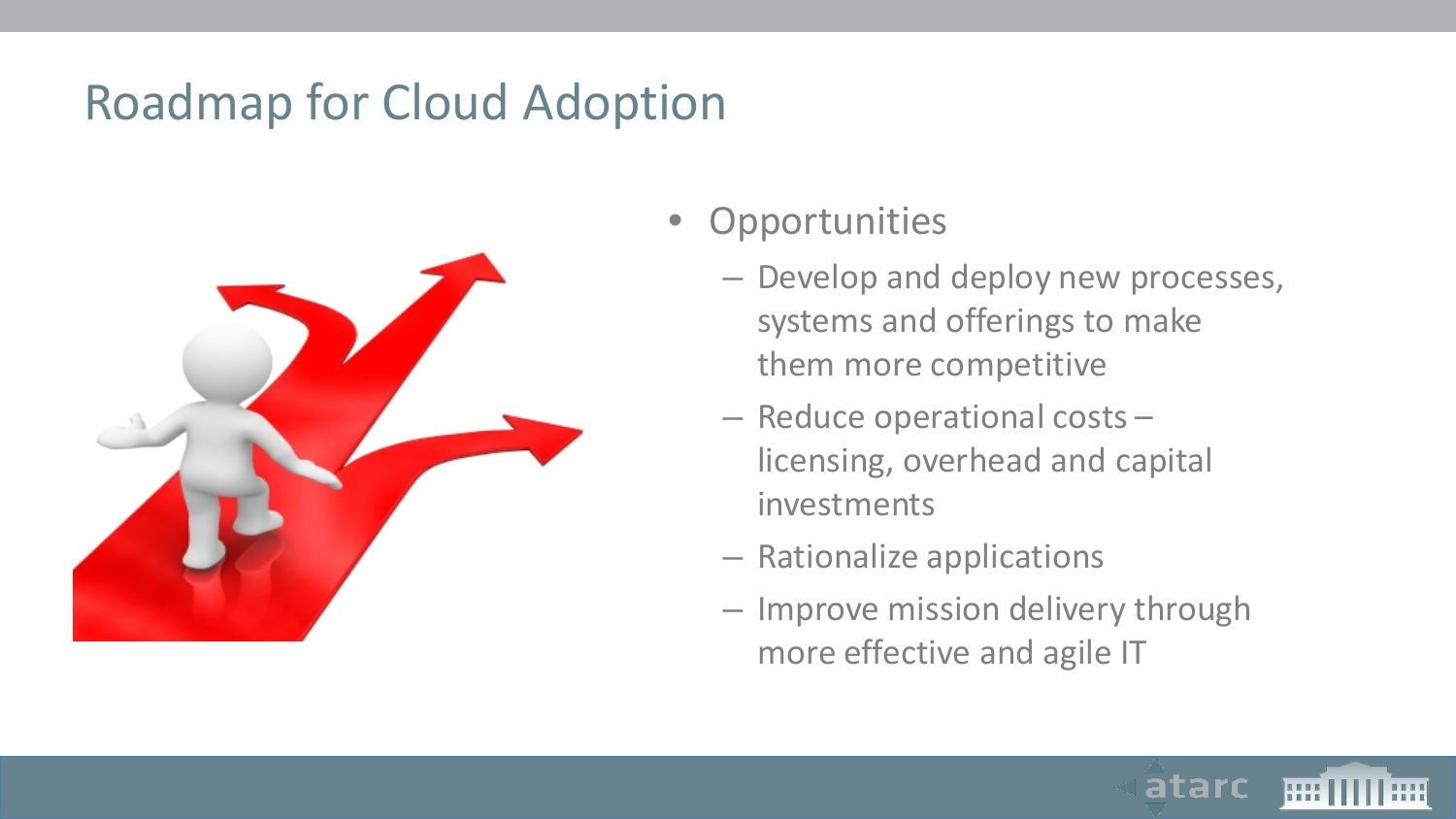# Roadmap for Cloud Adoption

- Opportunities
  - Develop and deploy new processes, systems and offerings to make them more competitive
  - Reduce operational costs – licensing, overhead and capital investments
  - Rationalize applications
  - Improve mission delivery through more effective and agile IT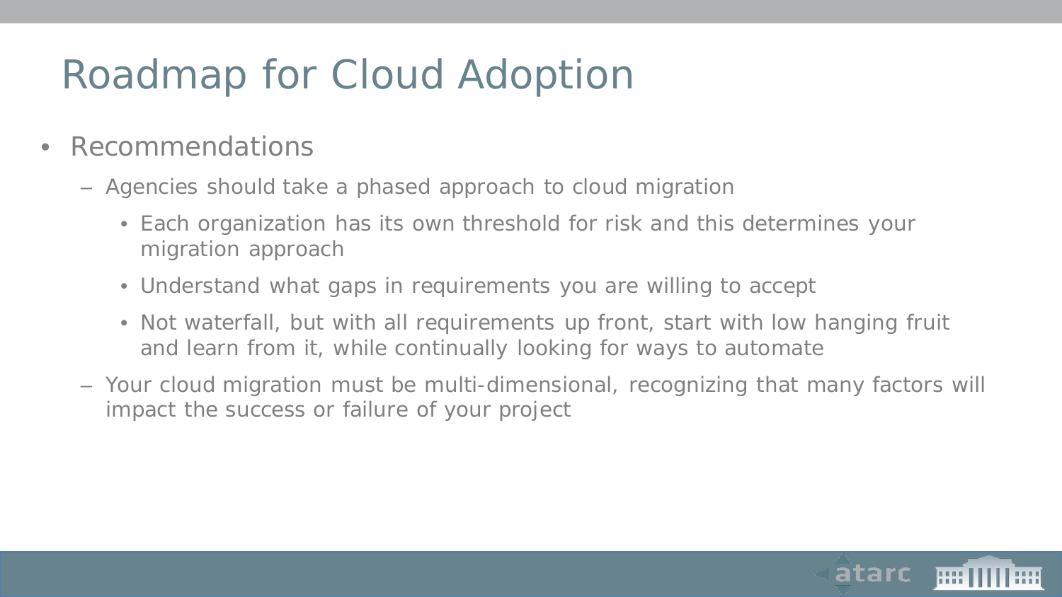# Roadmap for Cloud Adoption

- Recommendations
  - Agencies should take a phased approach to cloud migration
    - Each organization has its own threshold for risk and this determines your migration approach
    - Understand what gaps in requirements you are willing to accept
    - Not waterfall, but with all requirements up front, start with low hanging fruit and learn from it, while continually looking for ways to automate
  - Your cloud migration must be multi-dimensional, recognizing that many factors will impact the success or failure of your project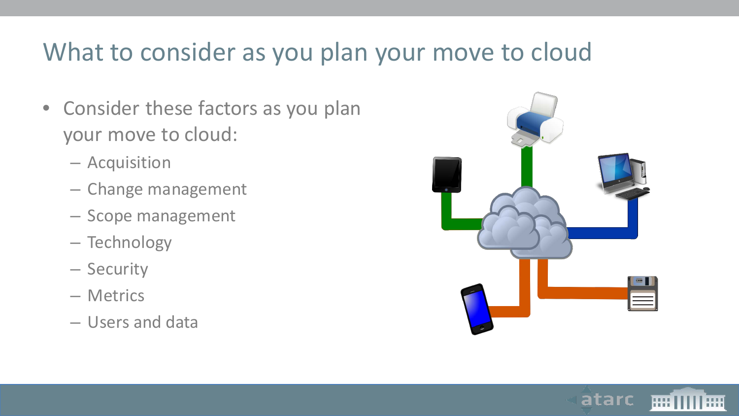# What to consider as you plan your move to cloud

- Consider these factors as you plan your move to cloud:
  - Acquisition
  - Change management
  - Scope management
  - Technology
  - Security
  - Metrics
  - Users and data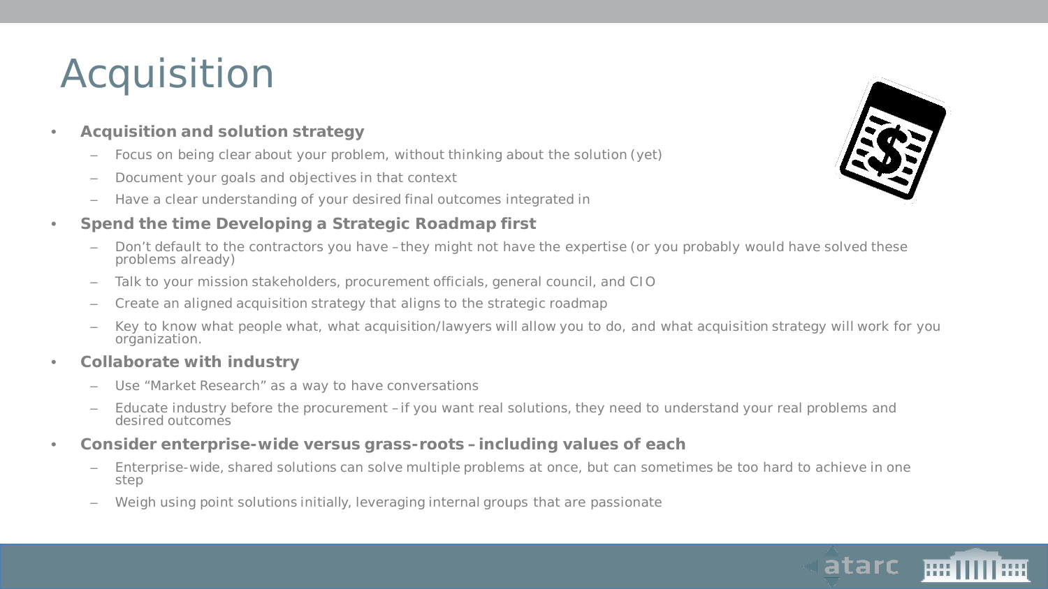# Acquisition

- **Acquisition and solution strategy**
  - Focus on being clear about your problem, without thinking about the solution (yet)
  - Document your goals and objectives in that context
  - Have a clear understanding of your desired final outcomes integrated in
- **Spend the time Developing a Strategic Roadmap first**
  - Don't default to the contractors you have – they might not have the expertise (or you probably would have solved these problems already)
  - Talk to your mission stakeholders, procurement officials, general council, and CIO
  - Create an aligned acquisition strategy that aligns to the strategic roadmap
  - Key to know what people what, what acquisition/lawyers will allow you to do, and what acquisition strategy will work for you organization.
- **Collaborate with industry**
  - Use "Market Research" as a way to have conversations
  - Educate industry before the procurement – if you want real solutions, they need to understand your real problems and desired outcomes
- **Consider enterprise-wide versus grass-roots – including values of each**
  - Enterprise-wide, shared solutions can solve multiple problems at once, but can sometimes be too hard to achieve in one step
  - Weigh using point solutions initially, leveraging internal groups that are passionate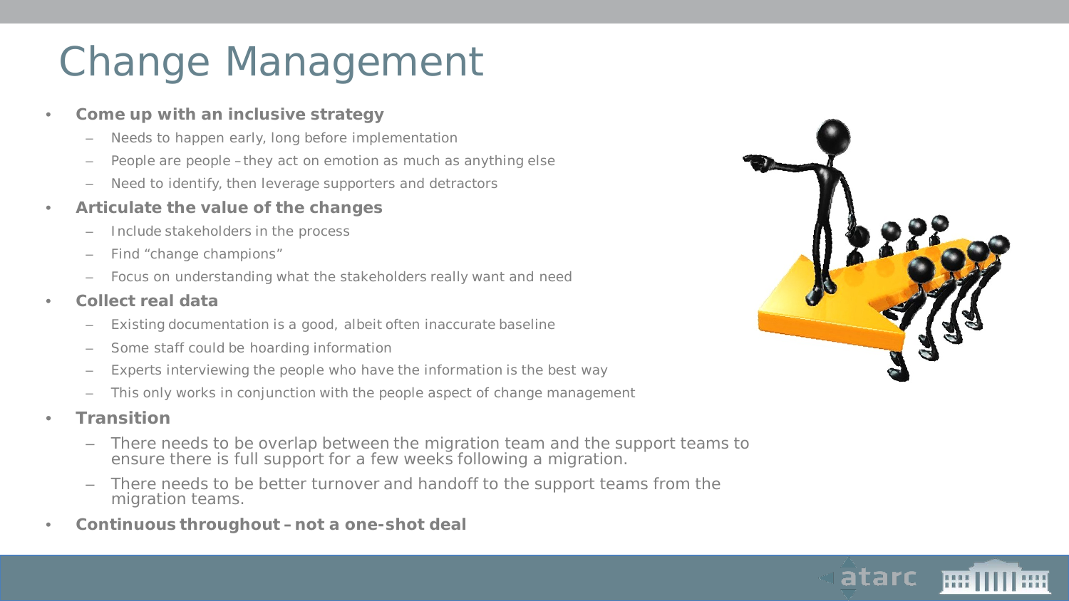# Change Management

- **Come up with an inclusive strategy**
  - Needs to happen early, long before implementation
  - People are people – they act on emotion as much as anything else
  - Need to identify, then leverage supporters and detractors
- **Articulate the value of the changes**
  - Include stakeholders in the process
  - Find "change champions"
  - Focus on understanding what the stakeholders really want and need
- **Collect real data**
  - Existing documentation is a good, albeit often inaccurate baseline
  - Some staff could be hoarding information
  - Experts interviewing the people who have the information is the best way
  - This only works in conjunction with the people aspect of change management
- **Transition**
  - There needs to be overlap between the migration team and the support teams to ensure there is full support for a few weeks following a migration.
  - There needs to be better turnover and handoff to the support teams from the migration teams.
- **Continuous throughout – not a one-shot deal**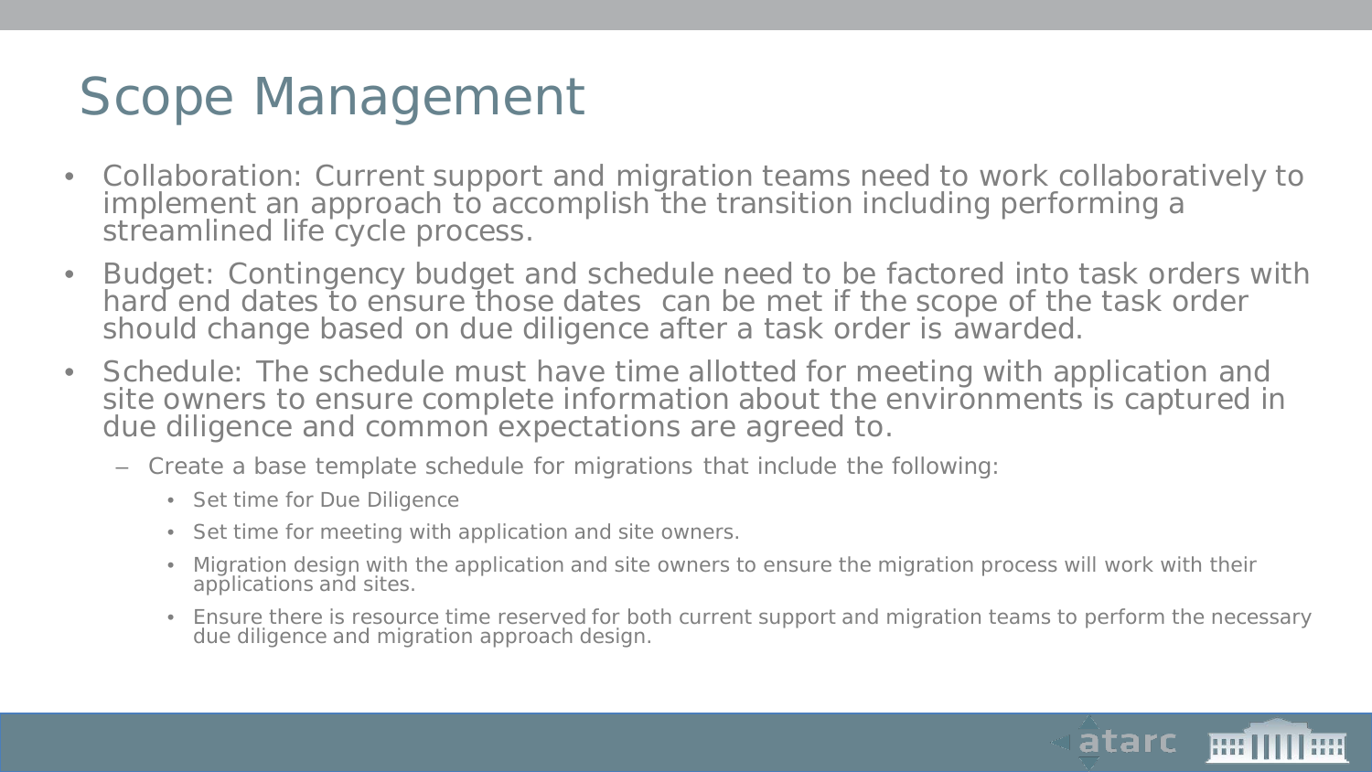# Scope Management

- Collaboration: Current support and migration teams need to work collaboratively to implement an approach to accomplish the transition including performing a streamlined life cycle process.
- Budget: Contingency budget and schedule need to be factored into task orders with hard end dates to ensure those dates can be met if the scope of the task order should change based on due diligence after a task order is awarded.
- Schedule: The schedule must have time allotted for meeting with application and site owners to ensure complete information about the environments is captured in due diligence and common expectations are agreed to.
  - Create a base template schedule for migrations that include the following:
    - Set time for Due Diligence
    - Set time for meeting with application and site owners.
    - Migration design with the application and site owners to ensure the migration process will work with their applications and sites.
    - Ensure there is resource time reserved for both current support and migration teams to perform the necessary due diligence and migration approach design.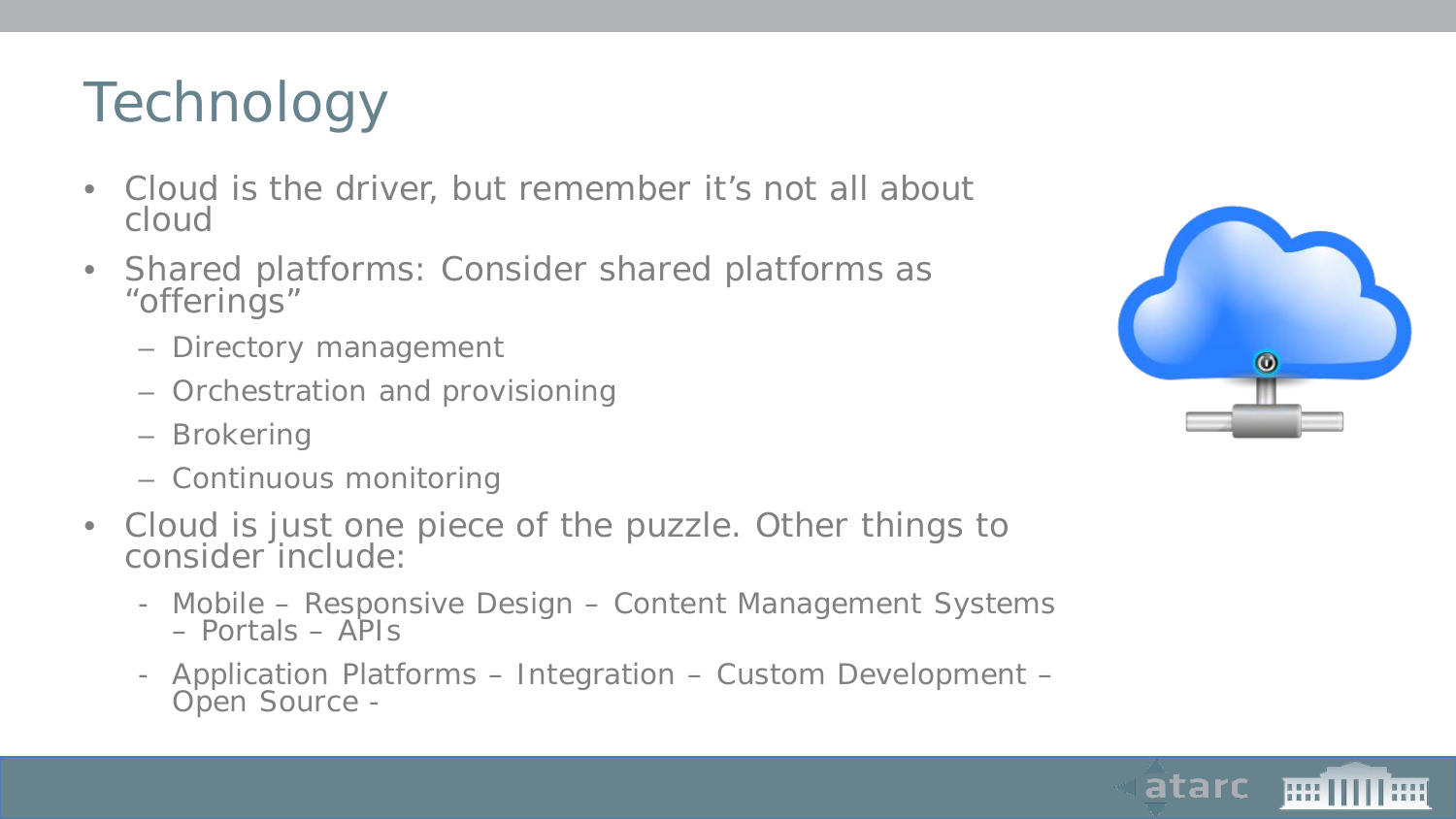# Technology

- Cloud is the driver, but remember it's not all about cloud
- Shared platforms: Consider shared platforms as "offerings"
  - Directory management
  - Orchestration and provisioning
  - Brokering
  - Continuous monitoring
- Cloud is just one piece of the puzzle. Other things to consider include:
  - Mobile – Responsive Design – Content Management Systems – Portals – APIs
  - Application Platforms – Integration – Custom Development – Open Source -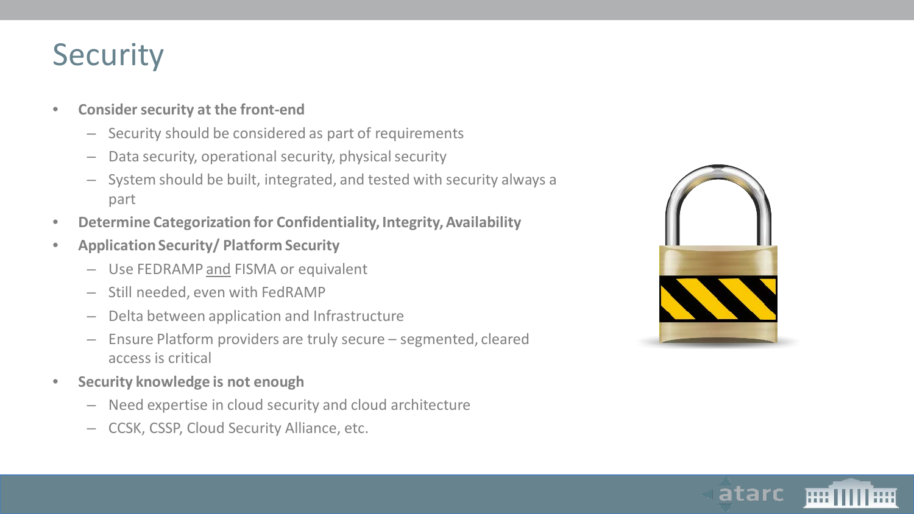# Security

- **Consider security at the front-end**
  - Security should be considered as part of requirements
  - Data security, operational security, physical security
  - System should be built, integrated, and tested with security always a part
- **Determine Categorization for Confidentiality, Integrity, Availability**
- **Application Security/ Platform Security**
  - Use FEDRAMP and FISMA or equivalent
  - Still needed, even with FedRAMP
  - Delta between application and Infrastructure
  - Ensure Platform providers are truly secure – segmented, cleared access is critical
- **Security knowledge is not enough**
  - Need expertise in cloud security and cloud architecture
  - CCSK, CSSP, Cloud Security Alliance, etc.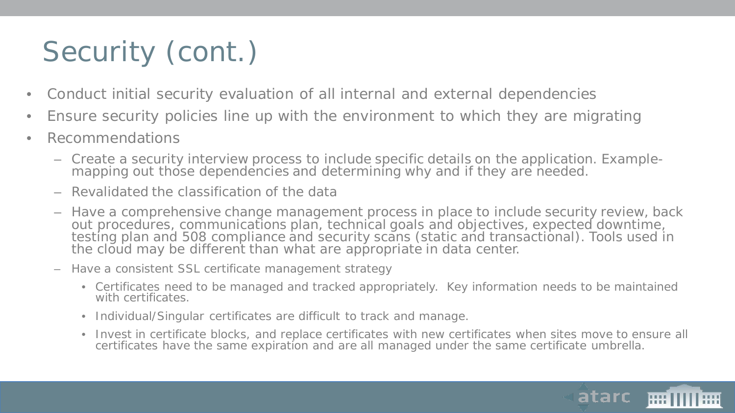# Security (cont.)

- Conduct initial security evaluation of all internal and external dependencies
- Ensure security policies line up with the environment to which they are migrating
- Recommendations
  - Create a security interview process to include specific details on the application. Example- mapping out those dependencies and determining why and if they are needed.
  - Revalidated the classification of the data
  - Have a comprehensive change management process in place to include security review, back out procedures, communications plan, technical goals and objectives, expected downtime, testing plan and 508 compliance and security scans (static and transactional). Tools used in the cloud may be different than what are appropriate in data center.
  - Have a consistent SSL certificate management strategy
    - Certificates need to be managed and tracked appropriately. Key information needs to be maintained with certificates.
    - Individual/Singular certificates are difficult to track and manage.
    - Invest in certificate blocks, and replace certificates with new certificates when sites move to ensure all certificates have the same expiration and are all managed under the same certificate umbrella.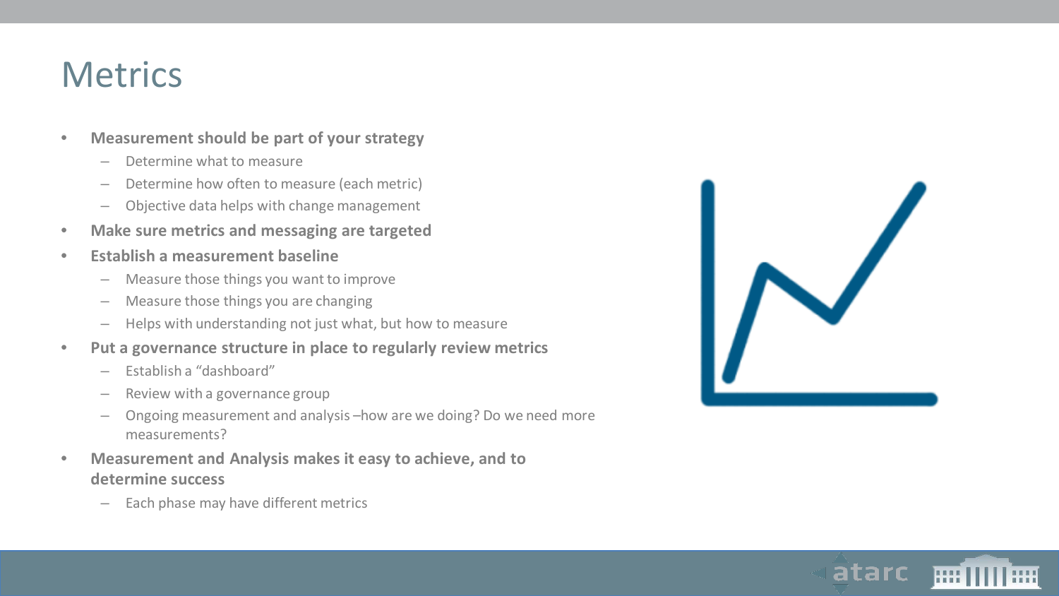# Metrics

- **Measurement should be part of your strategy**
  - Determine what to measure
  - Determine how often to measure (each metric)
  - Objective data helps with change management
- **Make sure metrics and messaging are targeted**
- **Establish a measurement baseline**
  - Measure those things you want to improve
  - Measure those things you are changing
  - Helps with understanding not just what, but how to measure
- **Put a governance structure in place to regularly review metrics**
  - Establish a "dashboard"
  - Review with a governance group
  - Ongoing measurement and analysis –how are we doing? Do we need more measurements?
- **Measurement and Analysis makes it easy to achieve, and to determine success**
  - Each phase may have different metrics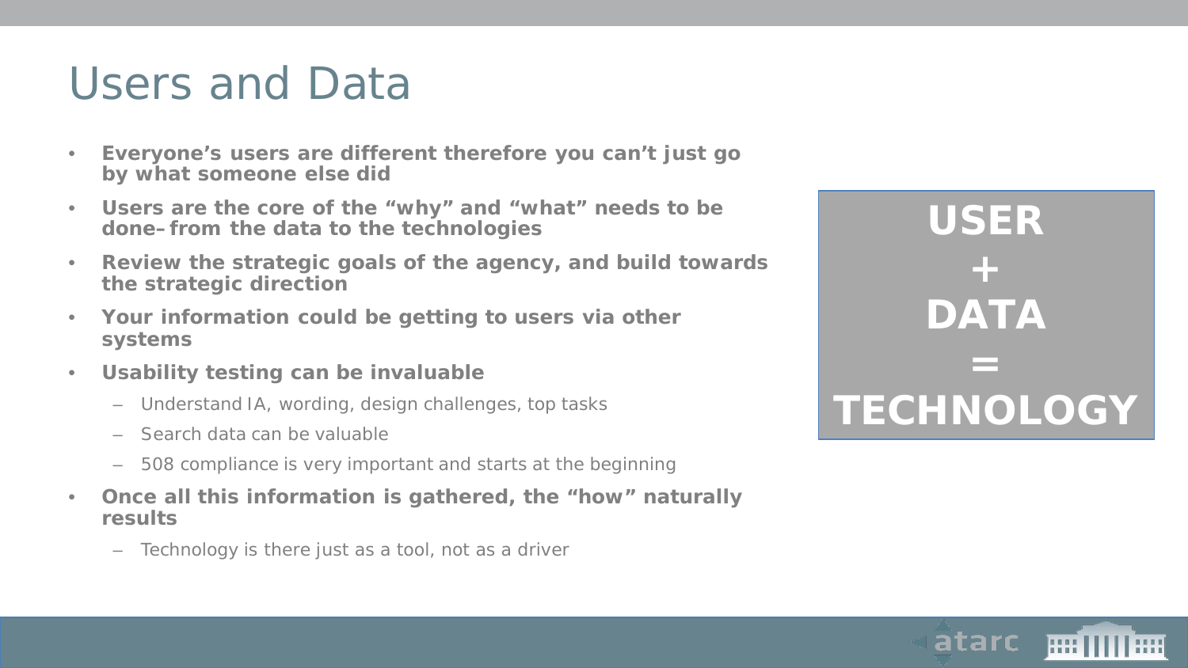# Users and Data

- **Everyone's users are different therefore you can't just go by what someone else did**
- **Users are the core of the "why" and "what" needs to be done– from the data to the technologies**
- **Review the strategic goals of the agency, and build towards the strategic direction**
- **Your information could be getting to users via other systems**
- **Usability testing can be invaluable**
  - Understand IA, wording, design challenges, top tasks
  - Search data can be valuable
  - 508 compliance is very important and starts at the beginning
- **Once all this information is gathered, the "how" naturally results**
  - Technology is there just as a tool, not as a driver

**USER**
**+**
**DATA**
**=**
**TECHNOLOGY**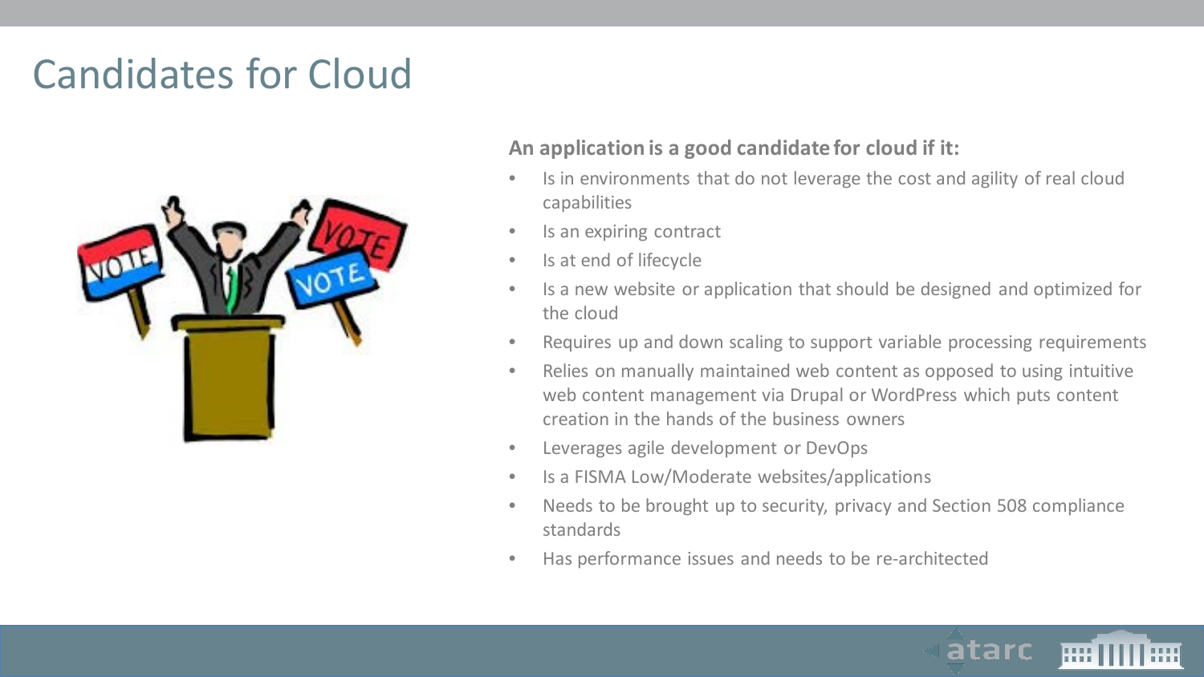# Candidates for Cloud

**An application is a good candidate for cloud if it:**

- Is in environments that do not leverage the cost and agility of real cloud capabilities
- Is an expiring contract
- Is at end of lifecycle
- Is a new website or application that should be designed and optimized for the cloud
- Requires up and down scaling to support variable processing requirements
- Relies on manually maintained web content as opposed to using intuitive web content management via Drupal or WordPress which puts content creation in the hands of the business owners
- Leverages agile development or DevOps
- Is a FISMA Low/Moderate websites/applications
- Needs to be brought up to security, privacy and Section 508 compliance standards
- Has performance issues and needs to be re-architected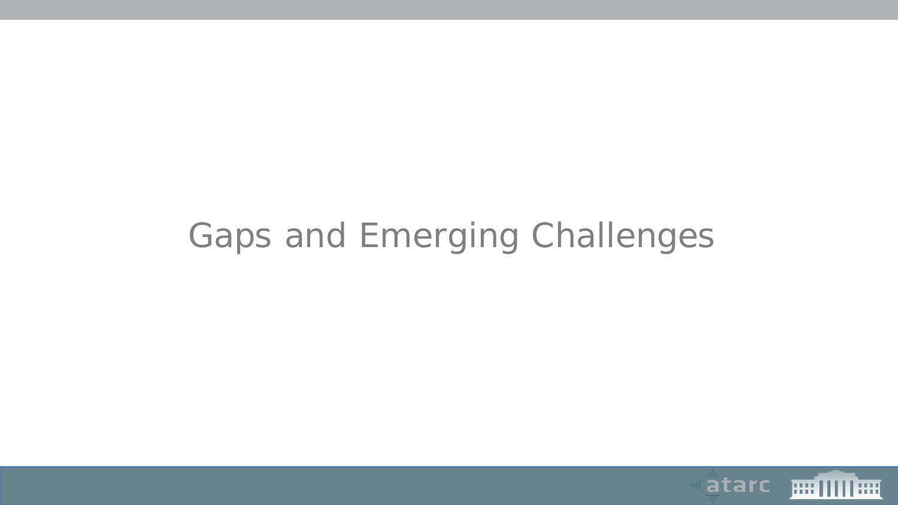# Gaps and Emerging Challenges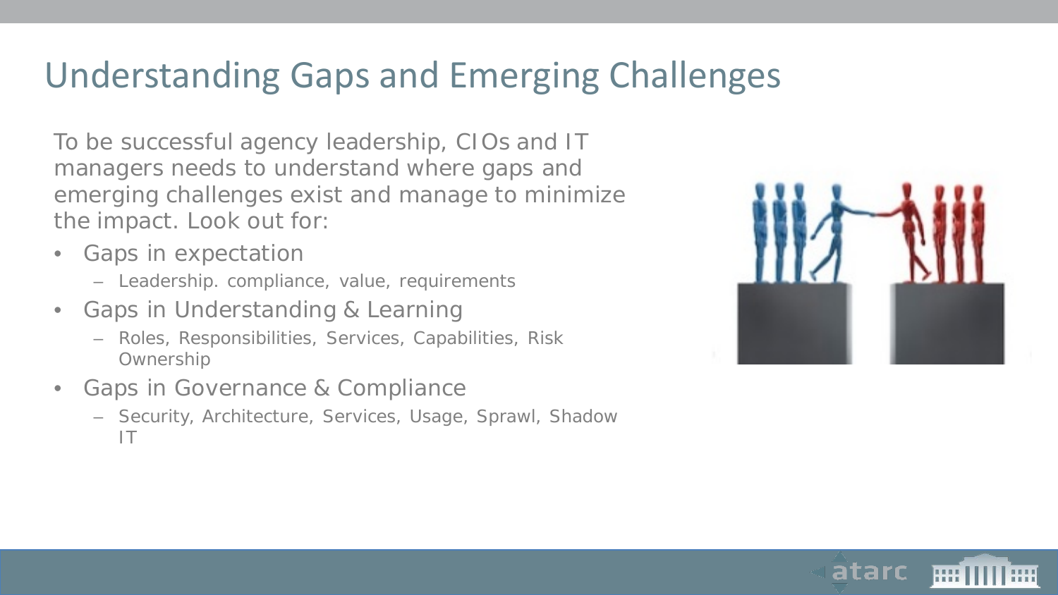# Understanding Gaps and Emerging Challenges

To be successful agency leadership, CIOs and IT managers needs to understand where gaps and emerging challenges exist and manage to minimize the impact. Look out for:

- Gaps in expectation
  - Leadership. compliance, value, requirements
- Gaps in Understanding & Learning
  - Roles, Responsibilities, Services, Capabilities, Risk Ownership
- Gaps in Governance & Compliance
  - Security, Architecture, Services, Usage, Sprawl, Shadow IT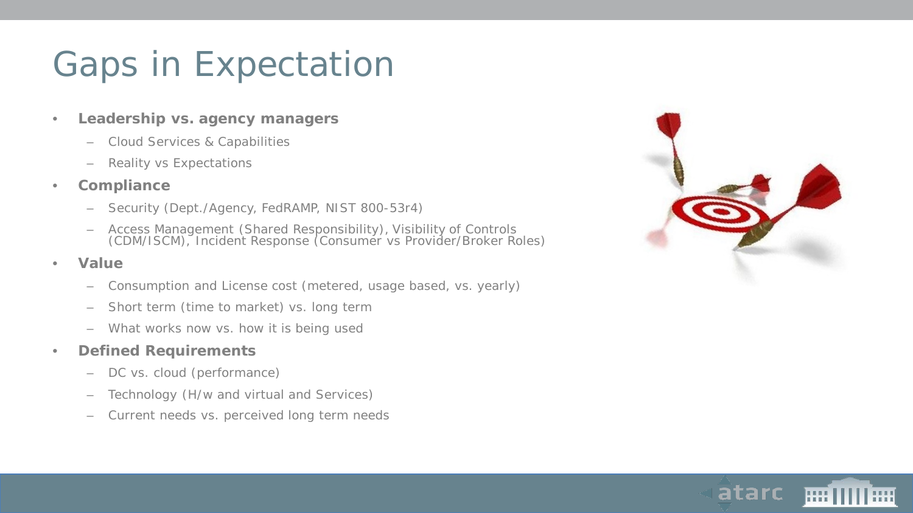# Gaps in Expectation

- **Leadership vs. agency managers**
  - Cloud Services & Capabilities
  - Reality vs Expectations
- **Compliance**
  - Security (Dept./Agency, FedRAMP, NIST 800-53r4)
  - Access Management (Shared Responsibility), Visibility of Controls (CDM/ISCM), Incident Response (Consumer vs Provider/Broker Roles)
- **Value**
  - Consumption and License cost (metered, usage based, vs. yearly)
  - Short term (time to market) vs. long term
  - What works now vs. how it is being used
- **Defined Requirements**
  - DC vs. cloud (performance)
  - Technology (H/w and virtual and Services)
  - Current needs vs. perceived long term needs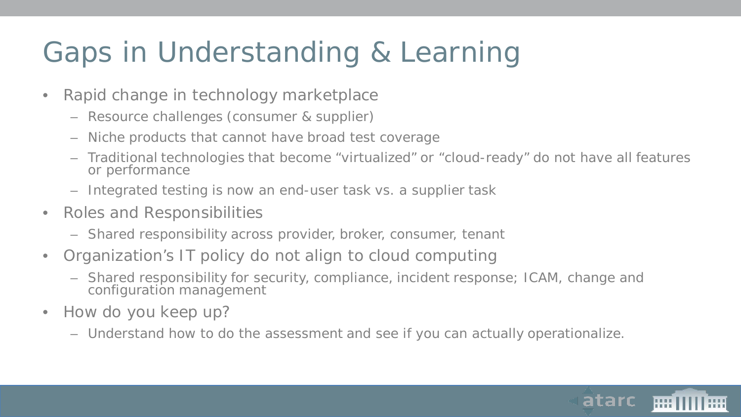# Gaps in Understanding & Learning

- Rapid change in technology marketplace
  - Resource challenges (consumer & supplier)
  - Niche products that cannot have broad test coverage
  - Traditional technologies that become “virtualized” or “cloud-ready” do not have all features or performance
  - Integrated testing is now an end-user task vs. a supplier task
- Roles and Responsibilities
  - Shared responsibility across provider, broker, consumer, tenant
- Organization’s IT policy do not align to cloud computing
  - Shared responsibility for security, compliance, incident response; ICAM, change and configuration management
- How do you keep up?
  - Understand how to do the assessment and see if you can actually operationalize.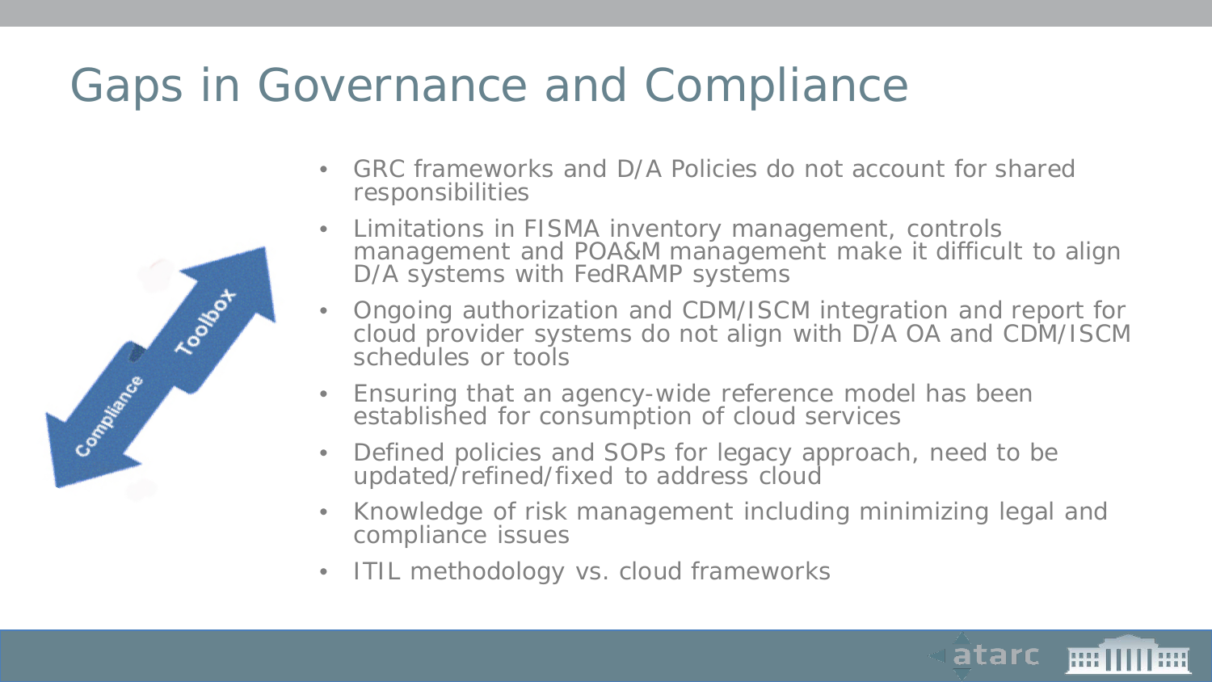# Gaps in Governance and Compliance

- GRC frameworks and D/A Policies do not account for shared responsibilities
- Limitations in FISMA inventory management, controls management and POA&M management make it difficult to align D/A systems with FedRAMP systems
- Ongoing authorization and CDM/ISCM integration and report for cloud provider systems do not align with D/A OA and CDM/ISCM schedules or tools
- Ensuring that an agency-wide reference model has been established for consumption of cloud services
- Defined policies and SOPs for legacy approach, need to be updated/refined/fixed to address cloud
- Knowledge of risk management including minimizing legal and compliance issues
- ITIL methodology vs. cloud frameworks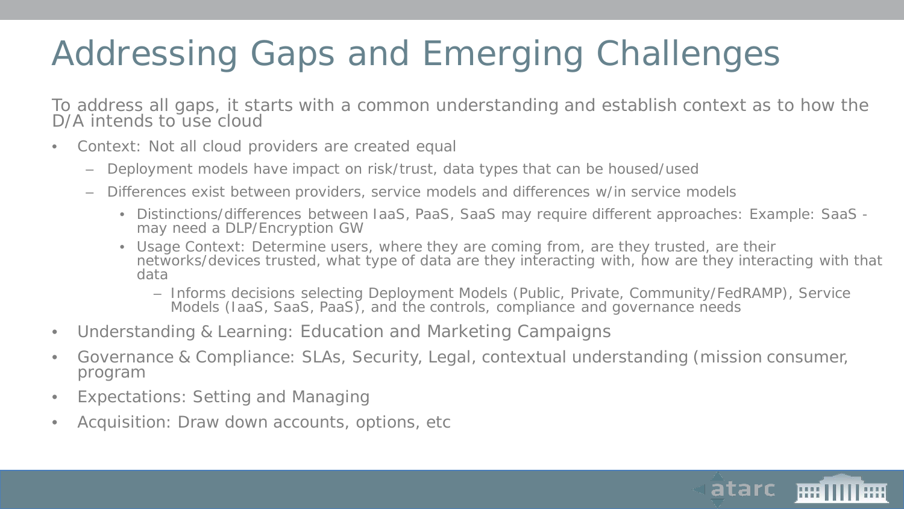# Addressing Gaps and Emerging Challenges

To address all gaps, it starts with a common understanding and establish context as to how the D/A intends to use cloud

- Context: Not all cloud providers are created equal
  - Deployment models have impact on risk/trust, data types that can be housed/used
  - Differences exist between providers, service models and differences w/in service models
    - Distinctions/differences between IaaS, PaaS, SaaS may require different approaches: Example: SaaS - may need a DLP/Encryption GW
    - Usage Context: Determine users, where they are coming from, are they trusted, are their networks/devices trusted, what type of data are they interacting with, how are they interacting with that data
      - Informs decisions selecting Deployment Models (Public, Private, Community/FedRAMP), Service Models (IaaS, SaaS, PaaS), and the controls, compliance and governance needs
- Understanding & Learning: Education and Marketing Campaigns
- Governance & Compliance: SLAs, Security, Legal, contextual understanding (mission consumer, program
- Expectations: Setting and Managing
- Acquisition: Draw down accounts, options, etc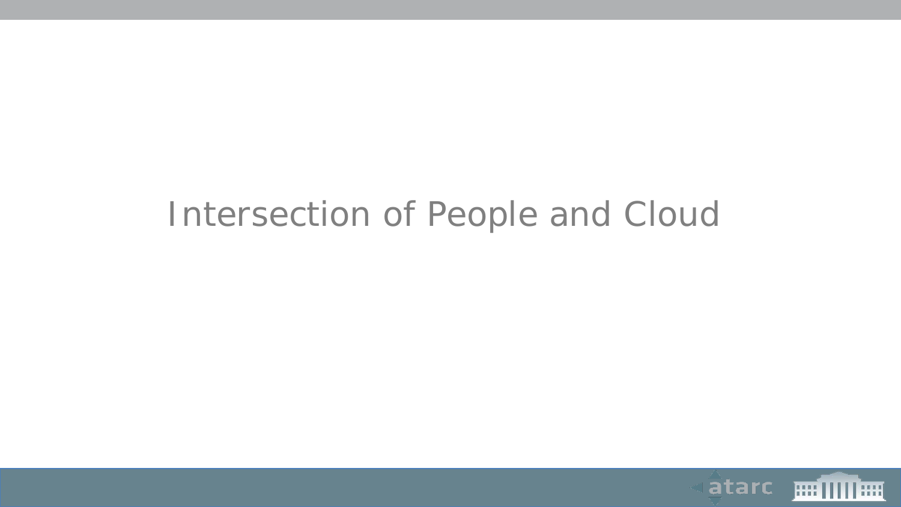# Intersection of People and Cloud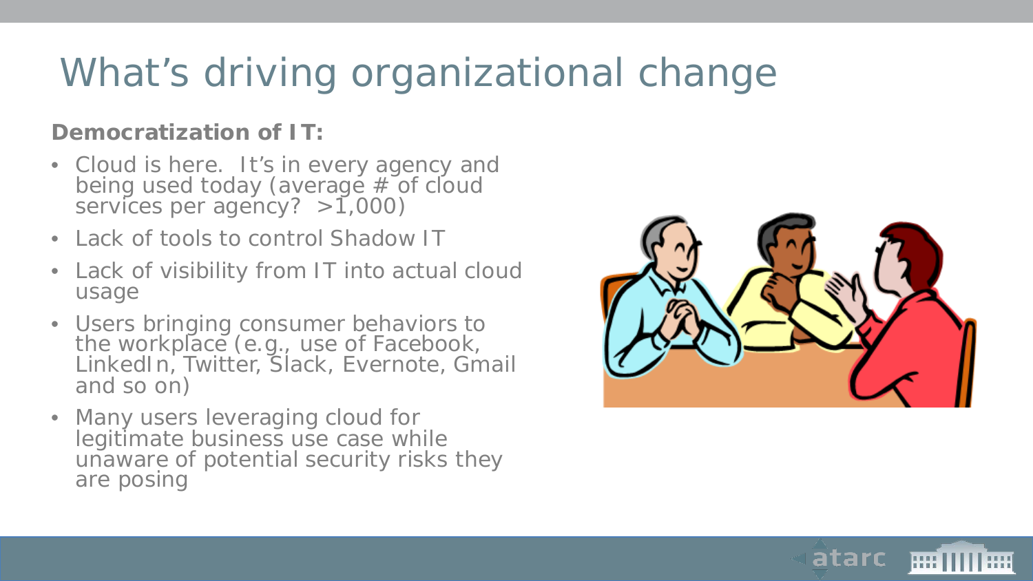# What's driving organizational change

**Democratization of IT:**

- Cloud is here. It's in every agency and being used today (average # of cloud services per agency? >1,000)
- Lack of tools to control Shadow IT
- Lack of visibility from IT into actual cloud usage
- Users bringing consumer behaviors to the workplace (e.g., use of Facebook, LinkedIn, Twitter, Slack, Evernote, Gmail and so on)
- Many users leveraging cloud for legitimate business use case while unaware of potential security risks they are posing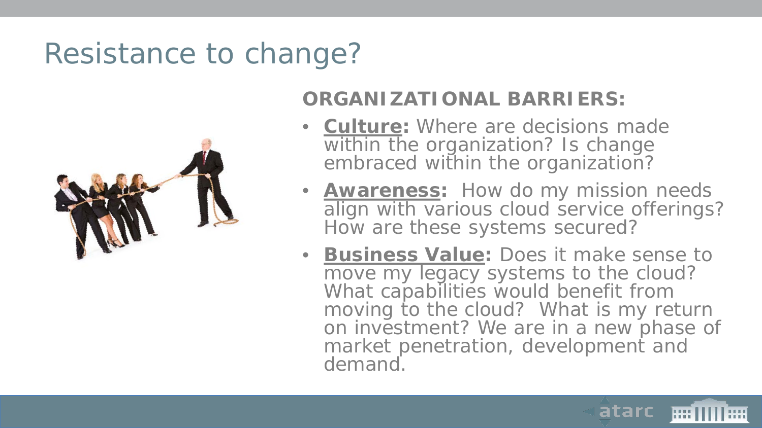# Resistance to change?

**ORGANIZATIONAL BARRIERS:**

- **Culture:** Where are decisions made within the organization? Is change embraced within the organization?
- **Awareness:** How do my mission needs align with various cloud service offerings? How are these systems secured?
- **Business Value:** Does it make sense to move my legacy systems to the cloud? What capabilities would benefit from moving to the cloud? What is my return on investment? We are in a new phase of market penetration, development and demand.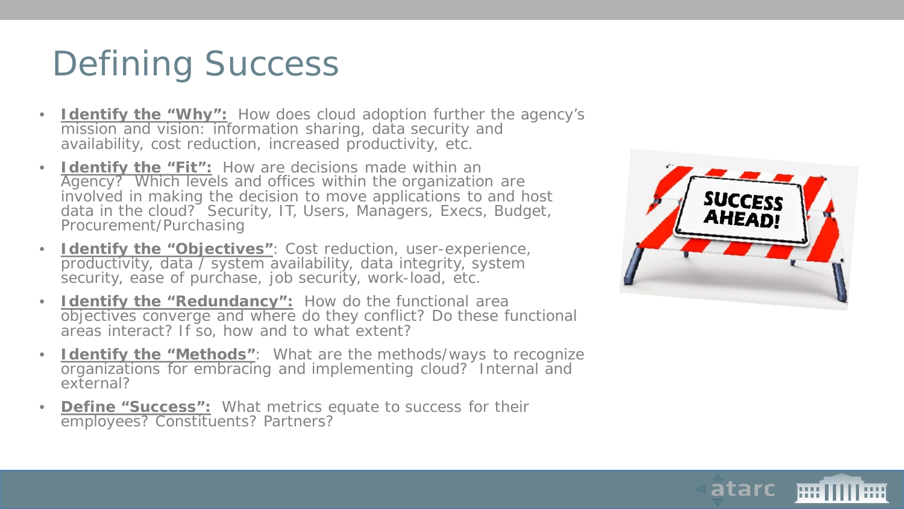# Defining Success

- **Identify the "Why":** How does cloud adoption further the agency's mission and vision: information sharing, data security and availability, cost reduction, increased productivity, etc.
- **Identify the "Fit":** How are decisions made within an Agency? Which levels and offices within the organization are involved in making the decision to move applications to and host data in the cloud? Security, IT, Users, Managers, Execs, Budget, Procurement/Purchasing
- **Identify the "Objectives"**: Cost reduction, user-experience, productivity, data / system availability, data integrity, system security, ease of purchase, job security, work-load, etc.
- **Identify the "Redundancy":** How do the functional area objectives converge and where do they conflict? Do these functional areas interact? If so, how and to what extent?
- **Identify the "Methods"**: What are the methods/ways to recognize organizations for embracing and implementing cloud? Internal and external?
- **Define "Success":** What metrics equate to success for their employees? Constituents? Partners?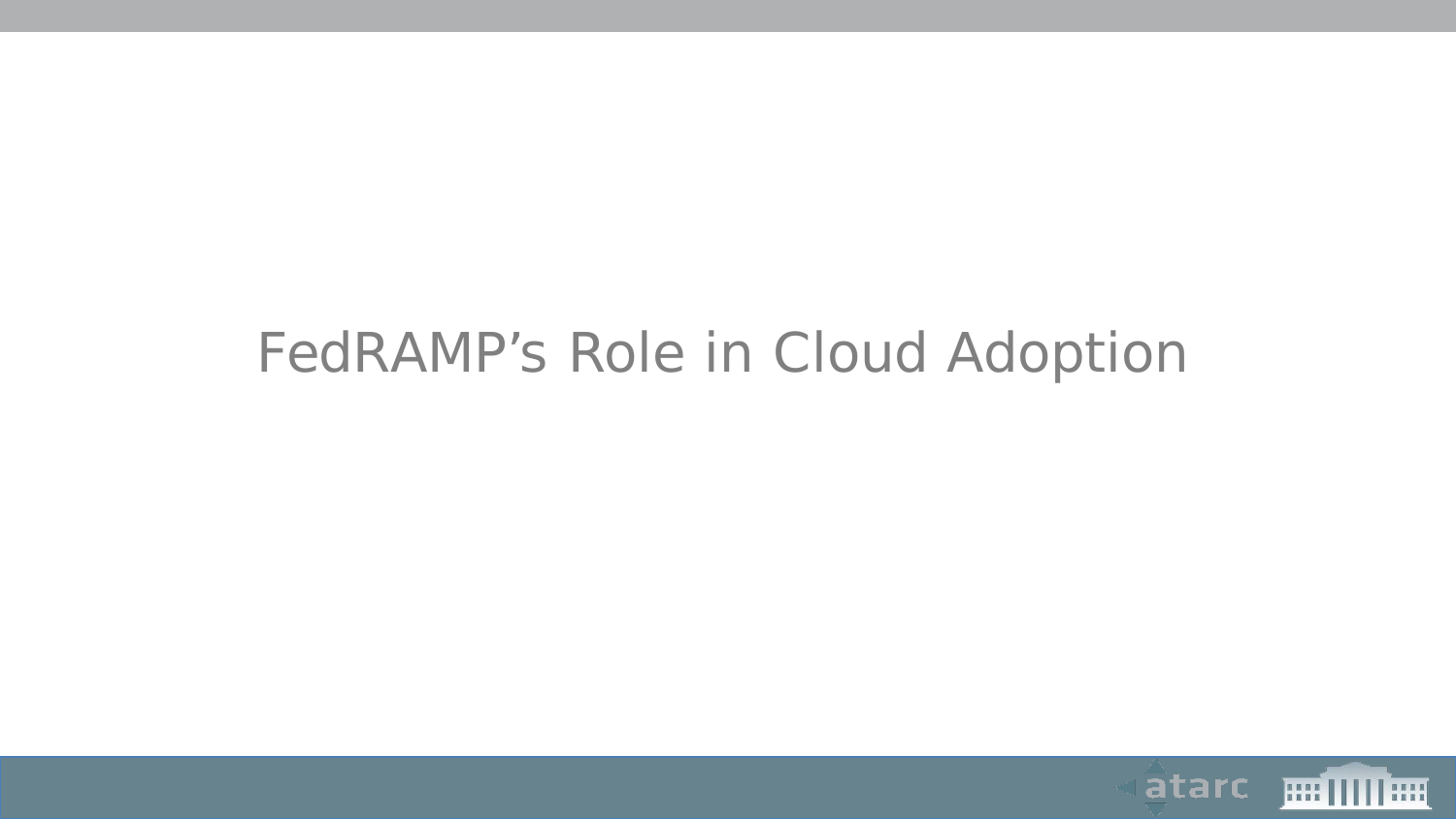# FedRAMP’s Role in Cloud Adoption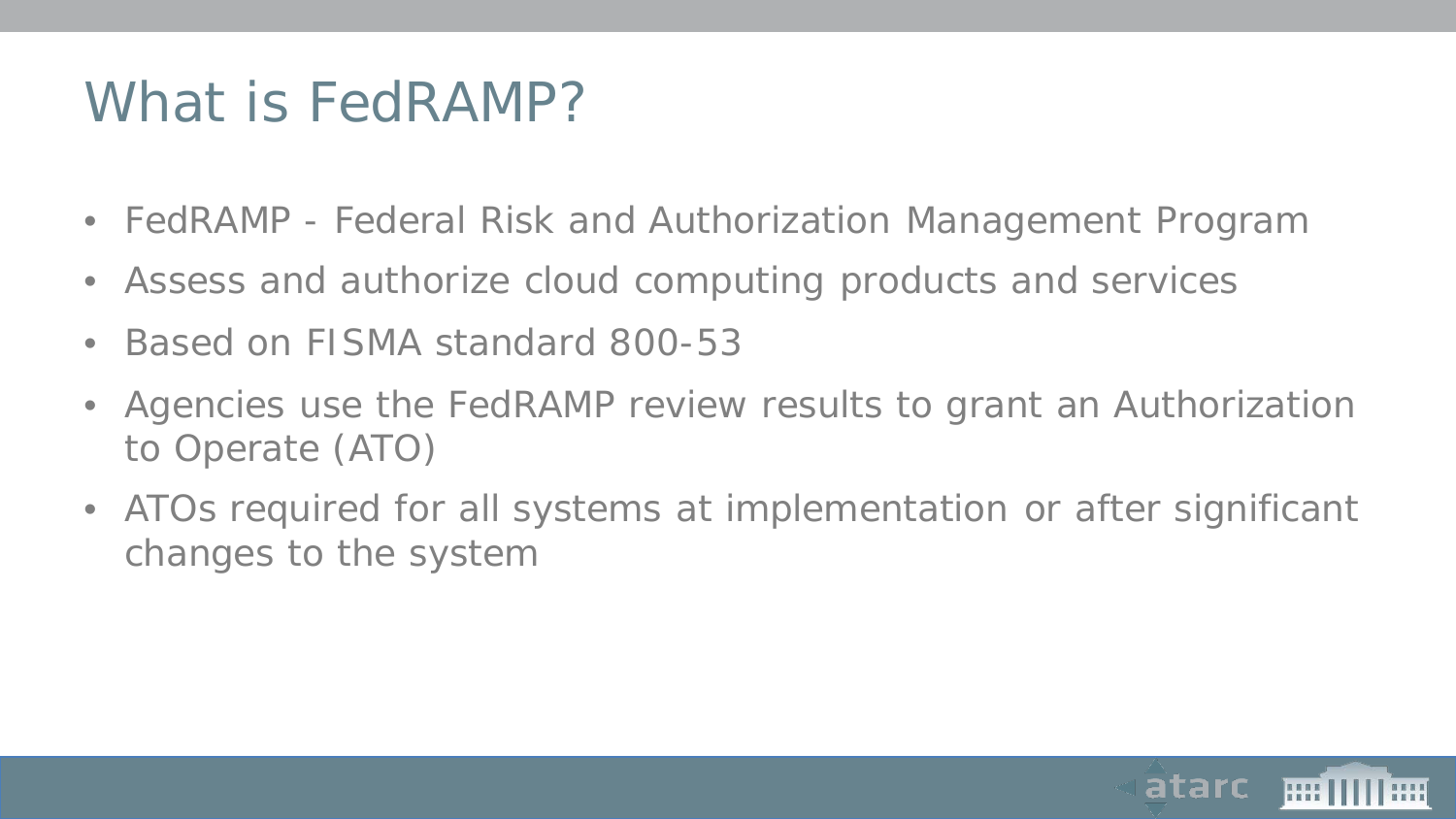# What is FedRAMP?

- FedRAMP - Federal Risk and Authorization Management Program
- Assess and authorize cloud computing products and services
- Based on FISMA standard 800-53
- Agencies use the FedRAMP review results to grant an Authorization to Operate (ATO)
- ATOs required for all systems at implementation or after significant changes to the system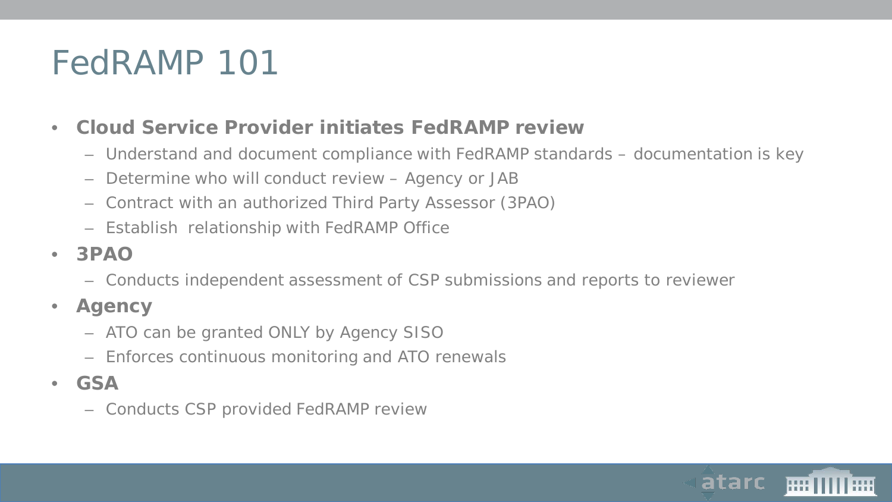# FedRAMP 101

- **Cloud Service Provider initiates FedRAMP review**
  - Understand and document compliance with FedRAMP standards – documentation is key
  - Determine who will conduct review – Agency or JAB
  - Contract with an authorized Third Party Assessor (3PAO)
  - Establish relationship with FedRAMP Office
- **3PAO**
  - Conducts independent assessment of CSP submissions and reports to reviewer
- **Agency**
  - ATO can be granted ONLY by Agency SISO
  - Enforces continuous monitoring and ATO renewals
- **GSA**
  - Conducts CSP provided FedRAMP review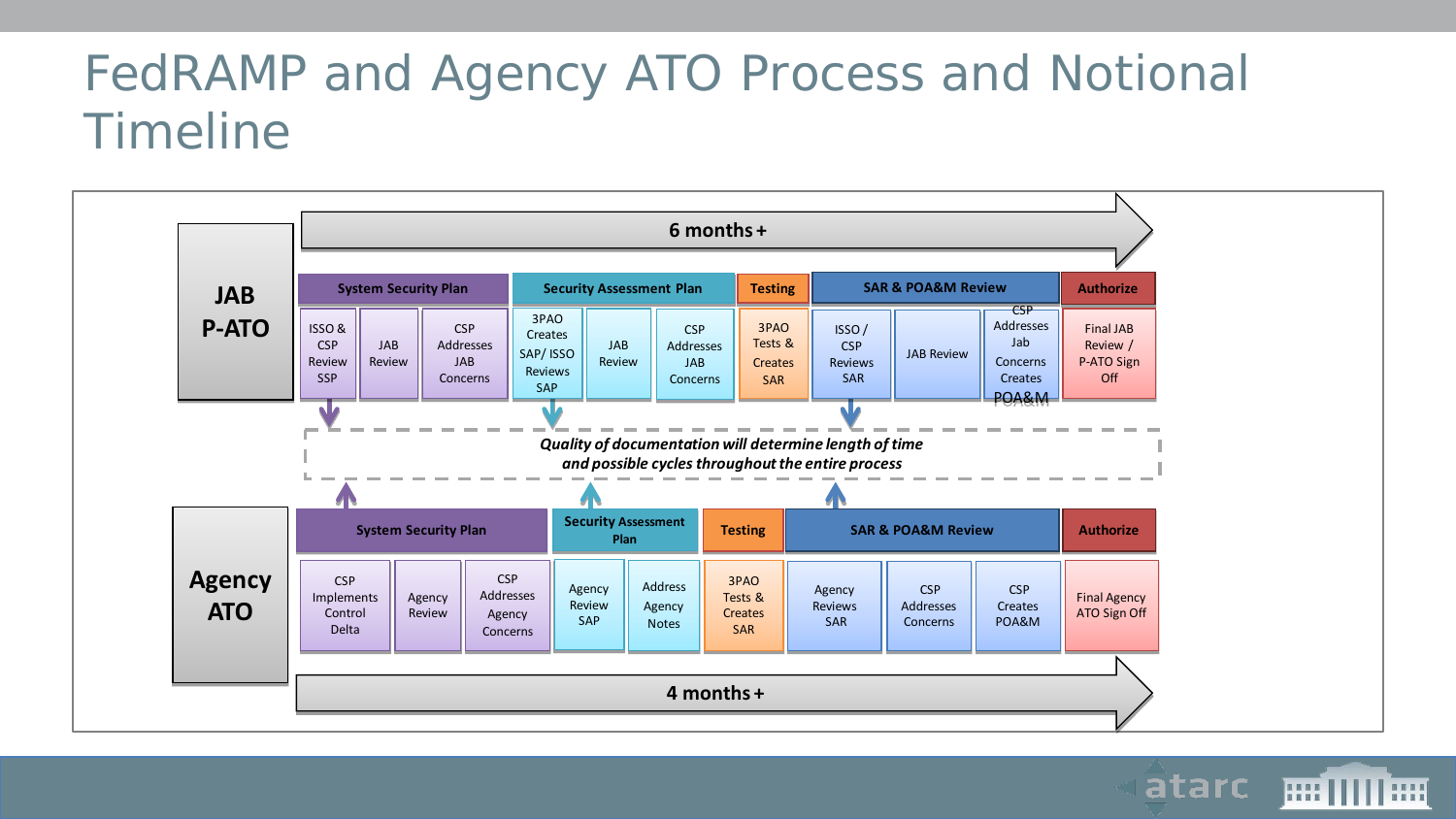# FedRAMP and Agency ATO Process and Notional Timeline

## JAB P-ATO

**6 months +**

| System Security Plan | | | Security Assessment Plan | | | Testing | SAR & POA&M Review | | | Authorize |
|---|---|---|---|---|---|---|---|---|---|---|
| ISSO & CSP Review SSP | JAB Review | CSP Addresses JAB Concerns | 3PAO Creates SAP/ ISSO Reviews SAP | JAB Review | CSP Addresses JAB Concerns | 3PAO Tests & Creates SAR | ISSO / CSP Reviews SAR | JAB Review | CSP Addresses Jab Concerns Creates POA&M | Final JAB Review / P-ATO Sign Off |

***Quality of documentation will determine length of time and possible cycles throughout the entire process***

## Agency ATO

| System Security Plan | | | Security Assessment Plan | | Testing | SAR & POA&M Review | | | Authorize |
|---|---|---|---|---|---|---|---|---|---|
| CSP Implements Control Delta | Agency Review | CSP Addresses Agency Concerns | Agency Review SAP | Address Agency Notes | 3PAO Tests & Creates SAR | Agency Reviews SAR | CSP Addresses Concerns | CSP Creates POA&M | Final Agency ATO Sign Off |

**4 months +**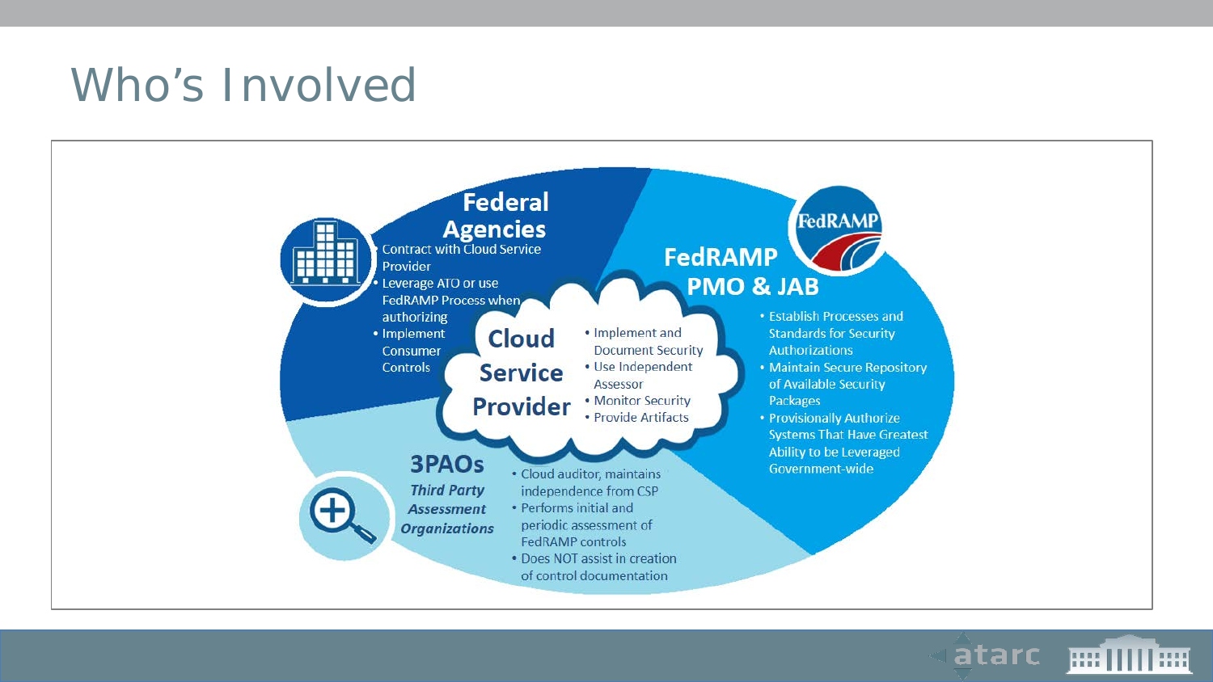# Who's Involved

## Federal Agencies

- Contract with Cloud Service Provider
- Leverage ATO or use FedRAMP Process when authorizing
- Implement Consumer Controls

## FedRAMP PMO & JAB

- Establish Processes and Standards for Security Authorizations
- Maintain Secure Repository of Available Security Packages
- Provisionally Authorize Systems That Have Greatest Ability to be Leveraged Government-wide

## Cloud Service Provider

- Implement and Document Security
- Use Independent Assessor
- Monitor Security
- Provide Artifacts

## 3PAOs

*Third Party Assessment Organizations*

- Cloud auditor, maintains independence from CSP
- Performs initial and periodic assessment of FedRAMP controls
- Does NOT assist in creation of control documentation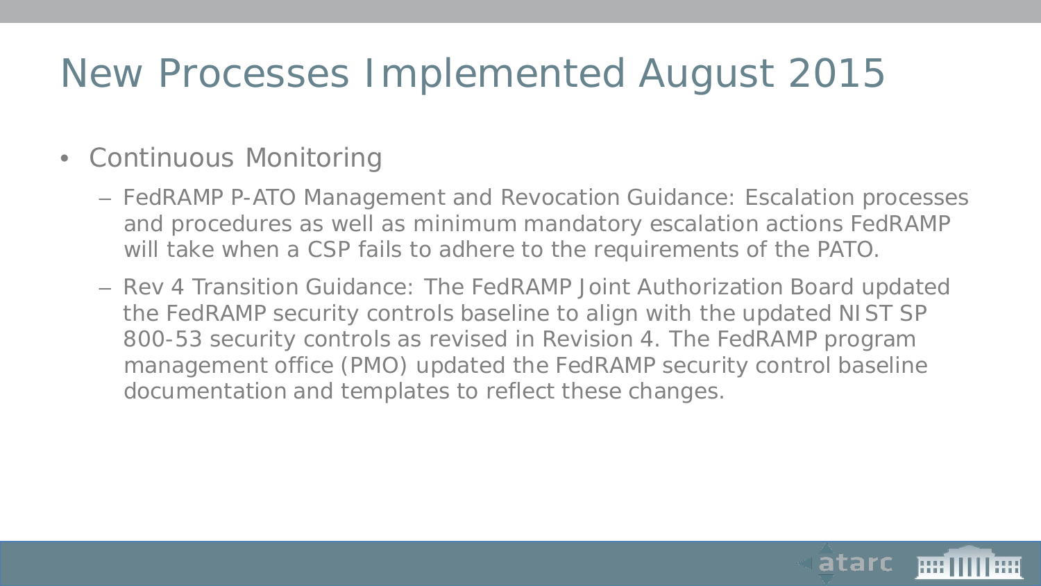# New Processes Implemented August 2015

- Continuous Monitoring
  - FedRAMP P-ATO Management and Revocation Guidance: Escalation processes and procedures as well as minimum mandatory escalation actions FedRAMP will take when a CSP fails to adhere to the requirements of the PATO.
  - Rev 4 Transition Guidance: The FedRAMP Joint Authorization Board updated the FedRAMP security controls baseline to align with the updated NIST SP 800-53 security controls as revised in Revision 4. The FedRAMP program management office (PMO) updated the FedRAMP security control baseline documentation and templates to reflect these changes.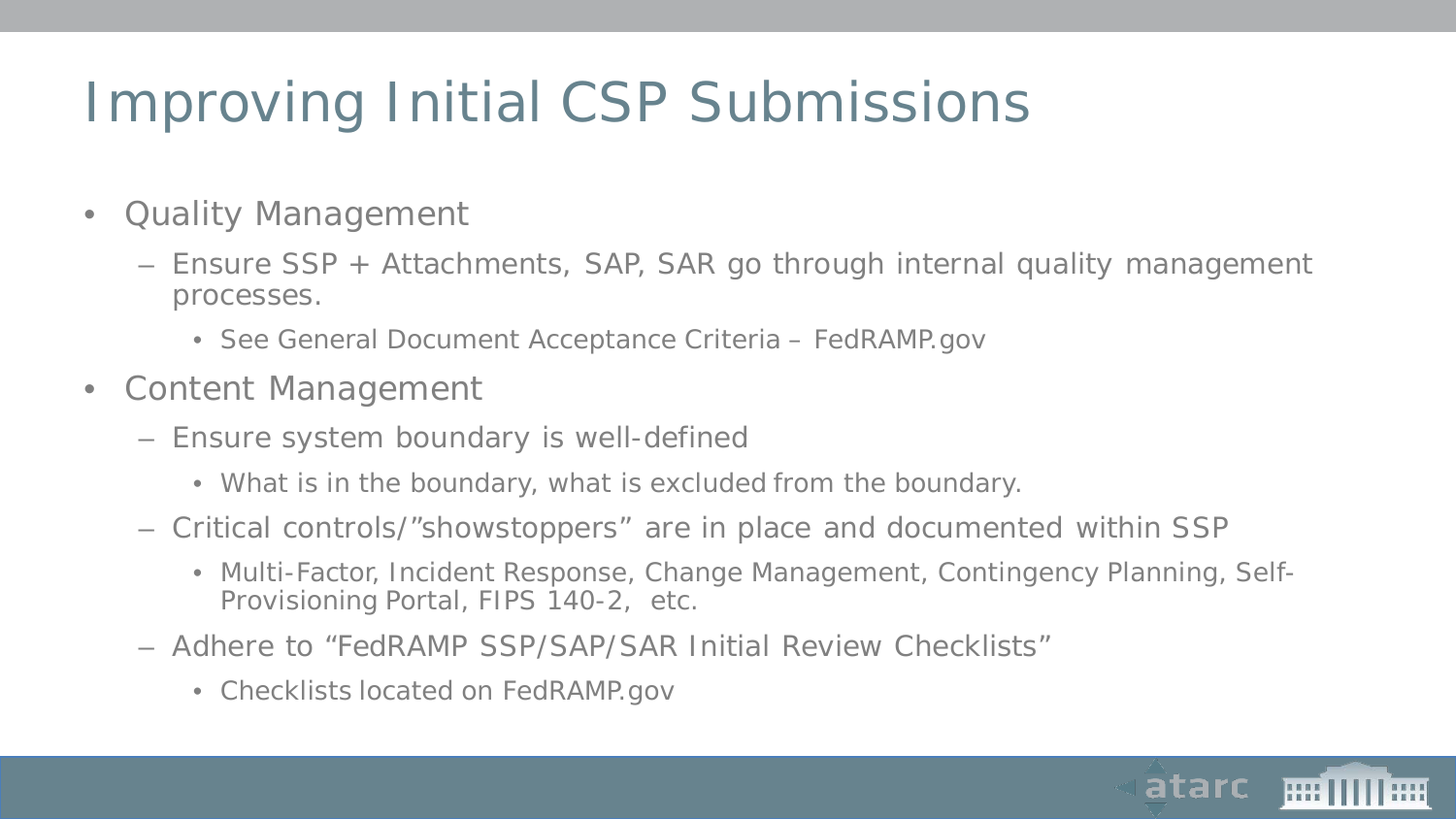# Improving Initial CSP Submissions

- Quality Management
  - Ensure SSP + Attachments, SAP, SAR go through internal quality management processes.
    - See General Document Acceptance Criteria – FedRAMP.gov
- Content Management
  - Ensure system boundary is well-defined
    - What is in the boundary, what is excluded from the boundary.
  - Critical controls/"showstoppers" are in place and documented within SSP
    - Multi-Factor, Incident Response, Change Management, Contingency Planning, Self-Provisioning Portal, FIPS 140-2, etc.
  - Adhere to "FedRAMP SSP/SAP/SAR Initial Review Checklists"
    - Checklists located on FedRAMP.gov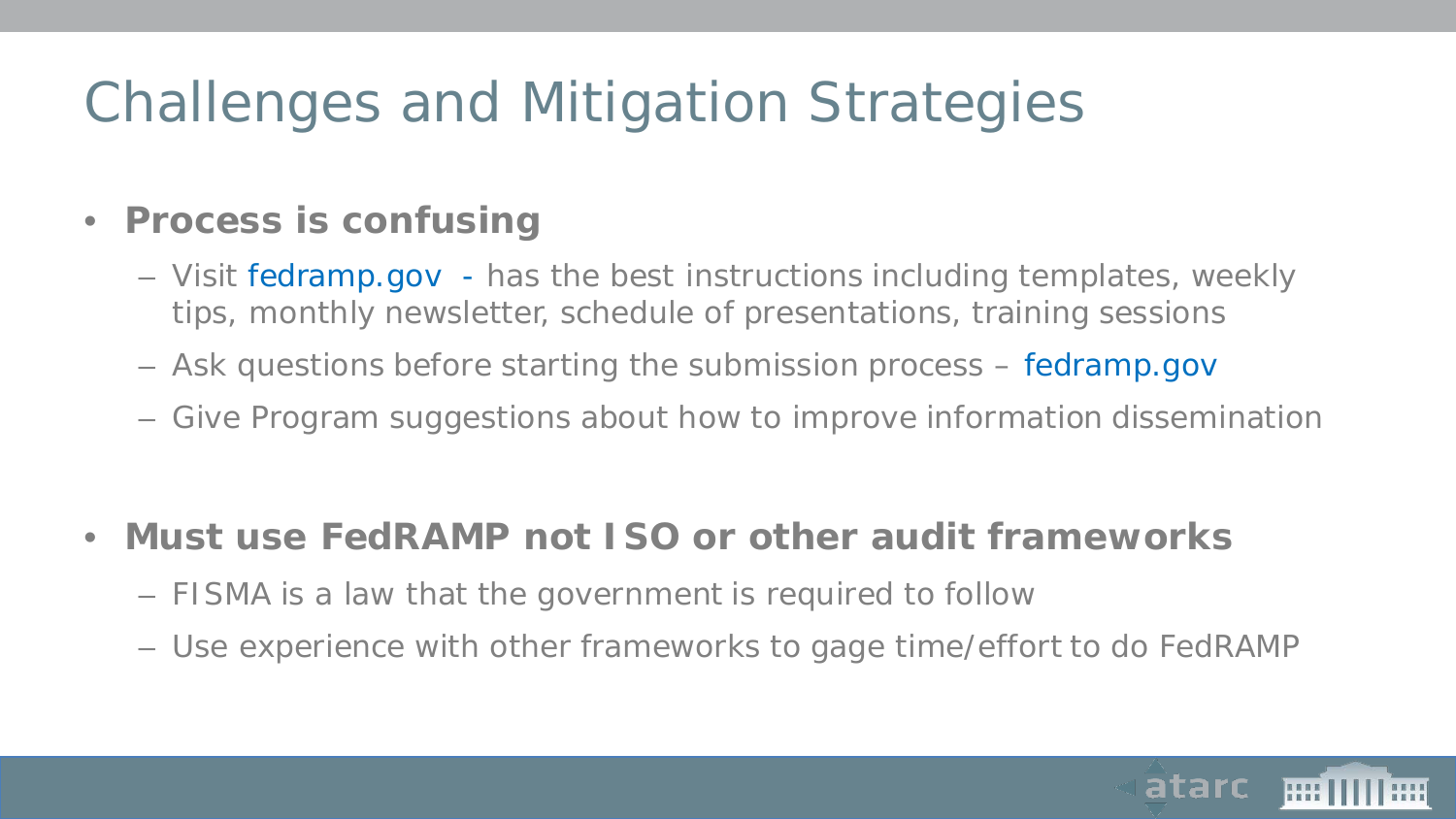# Challenges and Mitigation Strategies

- **Process is confusing**
  - Visit fedramp.gov - has the best instructions including templates, weekly tips, monthly newsletter, schedule of presentations, training sessions
  - Ask questions before starting the submission process – fedramp.gov
  - Give Program suggestions about how to improve information dissemination

- **Must use FedRAMP not ISO or other audit frameworks**
  - FISMA is a law that the government is required to follow
  - Use experience with other frameworks to gage time/effort to do FedRAMP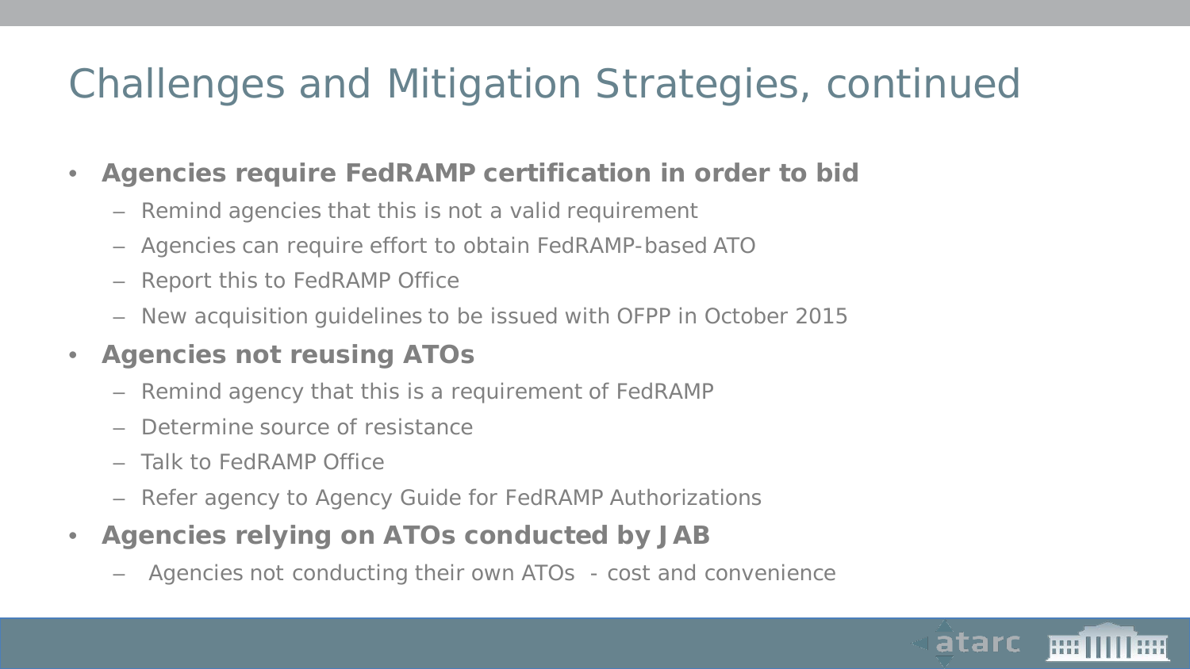# Challenges and Mitigation Strategies, continued

- **Agencies require FedRAMP certification in order to bid**
  - Remind agencies that this is not a valid requirement
  - Agencies can require effort to obtain FedRAMP-based ATO
  - Report this to FedRAMP Office
  - New acquisition guidelines to be issued with OFPP in October 2015
- **Agencies not reusing ATOs**
  - Remind agency that this is a requirement of FedRAMP
  - Determine source of resistance
  - Talk to FedRAMP Office
  - Refer agency to Agency Guide for FedRAMP Authorizations
- **Agencies relying on ATOs conducted by JAB**
  - Agencies not conducting their own ATOs - cost and convenience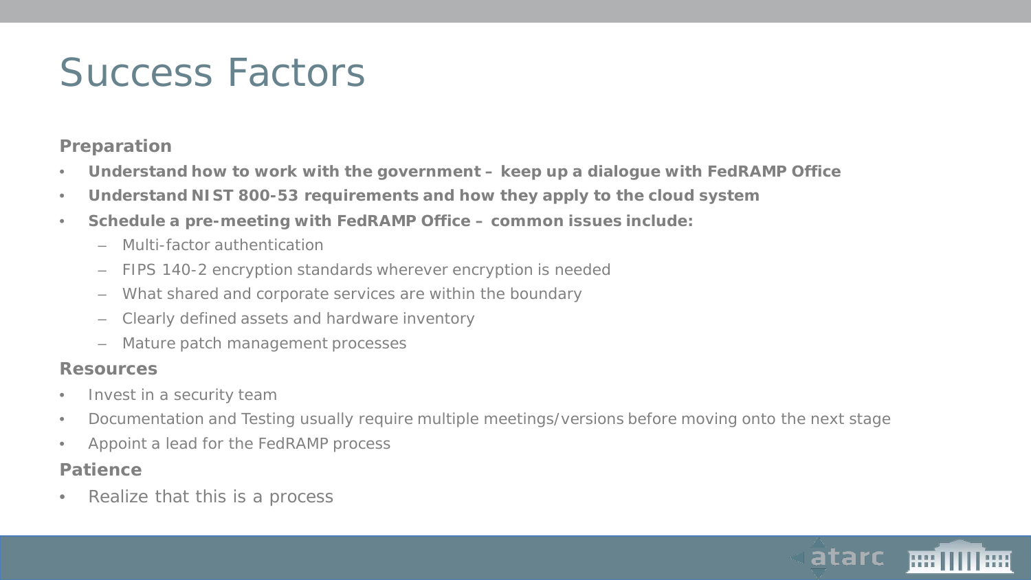# Success Factors

**Preparation**

- **Understand how to work with the government – keep up a dialogue with FedRAMP Office**
- **Understand NIST 800-53 requirements and how they apply to the cloud system**
- **Schedule a pre-meeting with FedRAMP Office – common issues include:**
  - Multi-factor authentication
  - FIPS 140-2 encryption standards wherever encryption is needed
  - What shared and corporate services are within the boundary
  - Clearly defined assets and hardware inventory
  - Mature patch management processes

**Resources**

- Invest in a security team
- Documentation and Testing usually require multiple meetings/versions before moving onto the next stage
- Appoint a lead for the FedRAMP process

**Patience**

- Realize that this is a process